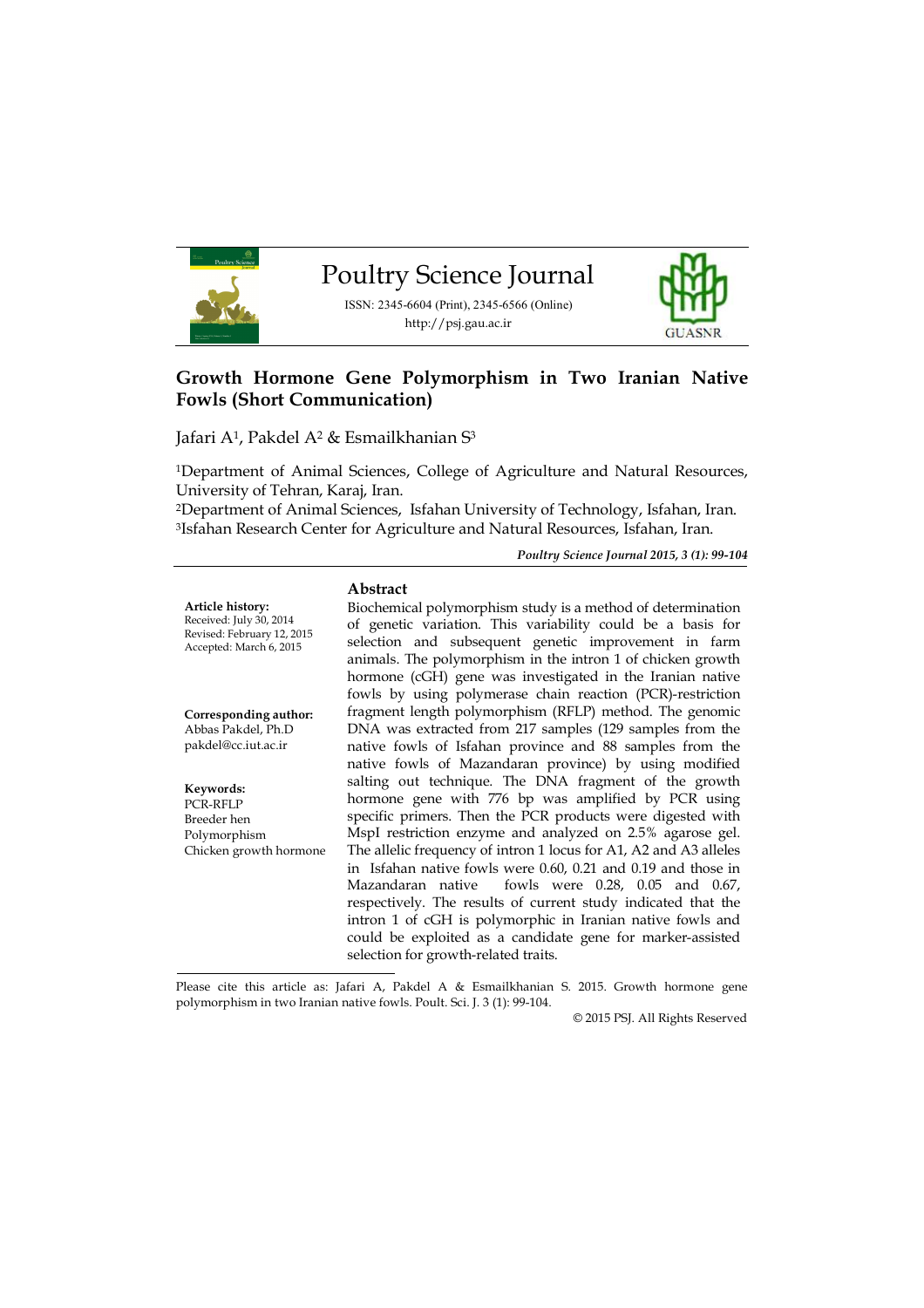# Poultry Science Journal

ISSN: 2345-6604 (Print), 2345-6566 (Online)
http://psj.gau.ac.ir

## Growth Hormone Gene Polymorphism in Two Iranian Native Fowls (Short Communication)

Jafari A[1], Pakdel A[2] & Esmailkhanian S[3]

[1]Department of Animal Sciences, College of Agriculture and Natural Resources, University of Tehran, Karaj, Iran.
[2]Department of Animal Sciences, Isfahan University of Technology, Isfahan, Iran.
[3]Isfahan Research Center for Agriculture and Natural Resources, Isfahan, Iran.

***Poultry Science Journal 2015, 3 (1): 99-104***

**Article history:**
Received: July 30, 2014
Revised: February 12, 2015
Accepted: March 6, 2015

**Corresponding author:**
Abbas Pakdel, Ph.D
pakdel@cc.iut.ac.ir

**Keywords:**
PCR-RFLP
Breeder hen
Polymorphism
Chicken growth hormone

### Abstract

Biochemical polymorphism study is a method of determination of genetic variation. This variability could be a basis for selection and subsequent genetic improvement in farm animals. The polymorphism in the intron 1 of chicken growth hormone (cGH) gene was investigated in the Iranian native fowls by using polymerase chain reaction (PCR)-restriction fragment length polymorphism (RFLP) method. The genomic DNA was extracted from 217 samples (129 samples from the native fowls of Isfahan province and 88 samples from the native fowls of Mazandaran province) by using modified salting out technique. The DNA fragment of the growth hormone gene with 776 bp was amplified by PCR using specific primers. Then the PCR products were digested with MspI restriction enzyme and analyzed on 2.5% agarose gel. The allelic frequency of intron 1 locus for A1, A2 and A3 alleles in Isfahan native fowls were 0.60, 0.21 and 0.19 and those in Mazandaran native fowls were 0.28, 0.05 and 0.67, respectively. The results of current study indicated that the intron 1 of cGH is polymorphic in Iranian native fowls and could be exploited as a candidate gene for marker-assisted selection for growth-related traits.

Please cite this article as: Jafari A, Pakdel A & Esmailkhanian S. 2015. Growth hormone gene polymorphism in two Iranian native fowls. Poult. Sci. J. 3 (1): 99-104.

© 2015 PSJ. All Rights Reserved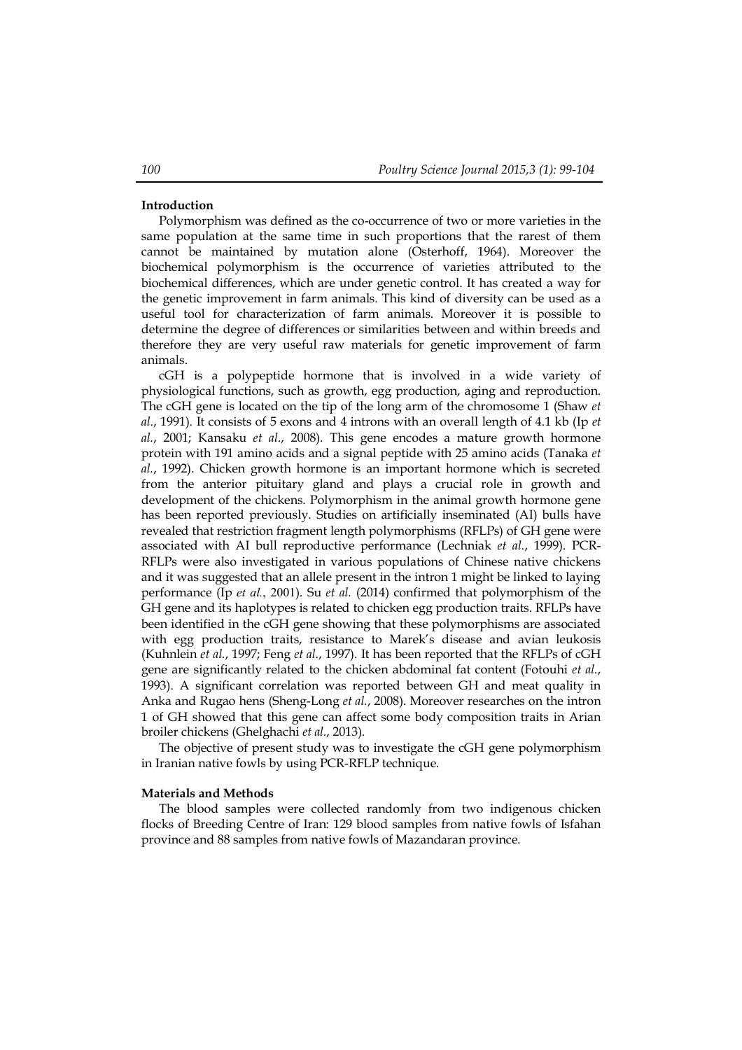## Introduction

Polymorphism was defined as the co-occurrence of two or more varieties in the same population at the same time in such proportions that the rarest of them cannot be maintained by mutation alone (Osterhoff, 1964). Moreover the biochemical polymorphism is the occurrence of varieties attributed to the biochemical differences, which are under genetic control. It has created a way for the genetic improvement in farm animals. This kind of diversity can be used as a useful tool for characterization of farm animals. Moreover it is possible to determine the degree of differences or similarities between and within breeds and therefore they are very useful raw materials for genetic improvement of farm animals.

cGH is a polypeptide hormone that is involved in a wide variety of physiological functions, such as growth, egg production, aging and reproduction. The cGH gene is located on the tip of the long arm of the chromosome 1 (Shaw *et al.*, 1991). It consists of 5 exons and 4 introns with an overall length of 4.1 kb (Ip *et al.*, 2001; Kansaku *et al*., 2008). This gene encodes a mature growth hormone protein with 191 amino acids and a signal peptide with 25 amino acids (Tanaka *et al.*, 1992). Chicken growth hormone is an important hormone which is secreted from the anterior pituitary gland and plays a crucial role in growth and development of the chickens. Polymorphism in the animal growth hormone gene has been reported previously. Studies on artificially inseminated (AI) bulls have revealed that restriction fragment length polymorphisms (RFLPs) of GH gene were associated with AI bull reproductive performance (Lechniak *et al.*, 1999). PCR-RFLPs were also investigated in various populations of Chinese native chickens and it was suggested that an allele present in the intron 1 might be linked to laying performance (Ip *et al.*, 2001). Su *et al.* (2014) confirmed that polymorphism of the GH gene and its haplotypes is related to chicken egg production traits. RFLPs have been identified in the cGH gene showing that these polymorphisms are associated with egg production traits, resistance to Marek's disease and avian leukosis (Kuhnlein *et al.*, 1997; Feng *et al.*, 1997). It has been reported that the RFLPs of cGH gene are significantly related to the chicken abdominal fat content (Fotouhi *et al.*, 1993). A significant correlation was reported between GH and meat quality in Anka and Rugao hens (Sheng-Long *et al.*, 2008). Moreover researches on the intron 1 of GH showed that this gene can affect some body composition traits in Arian broiler chickens (Ghelghachi *et al*., 2013).

The objective of present study was to investigate the cGH gene polymorphism in Iranian native fowls by using PCR-RFLP technique.

## Materials and Methods

The blood samples were collected randomly from two indigenous chicken flocks of Breeding Centre of Iran: 129 blood samples from native fowls of Isfahan province and 88 samples from native fowls of Mazandaran province.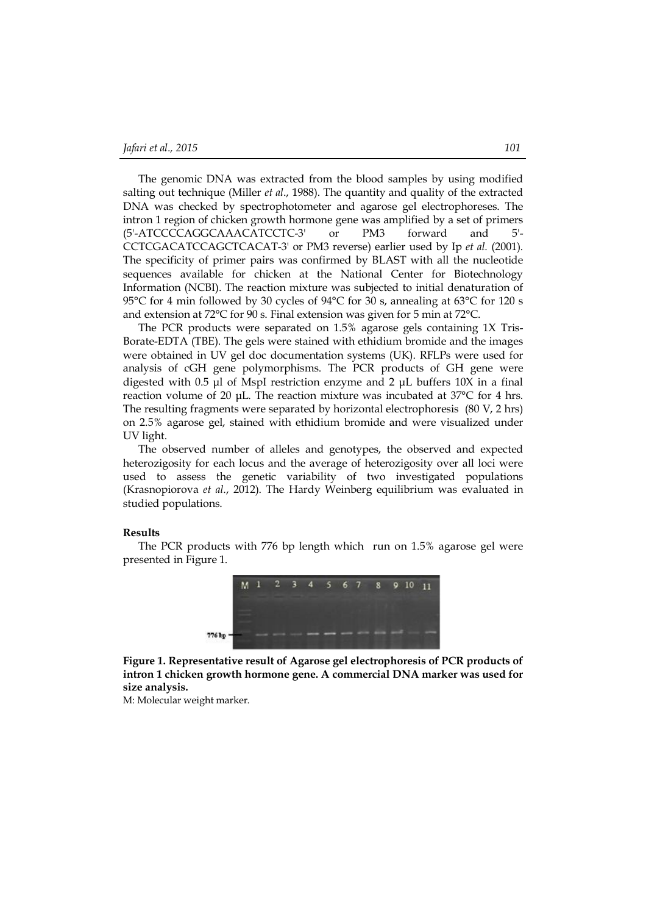The genomic DNA was extracted from the blood samples by using modified salting out technique (Miller *et al*., 1988). The quantity and quality of the extracted DNA was checked by spectrophotometer and agarose gel electrophoreses. The intron 1 region of chicken growth hormone gene was amplified by a set of primers (5'-ATCCCCAGGCAAACATCCTC-3' or PM3 forward and 5'-CCTCGACATCCAGCTCACAT-3' or PM3 reverse) earlier used by Ip *et al.* (2001). The specificity of primer pairs was confirmed by BLAST with all the nucleotide sequences available for chicken at the National Center for Biotechnology Information (NCBI). The reaction mixture was subjected to initial denaturation of 95°C for 4 min followed by 30 cycles of 94°C for 30 s, annealing at 63°C for 120 s and extension at 72°C for 90 s. Final extension was given for 5 min at 72°C.

The PCR products were separated on 1.5% agarose gels containing 1X Tris-Borate-EDTA (TBE). The gels were stained with ethidium bromide and the images were obtained in UV gel doc documentation systems (UK). RFLPs were used for analysis of cGH gene polymorphisms. The PCR products of GH gene were digested with 0.5 µl of MspI restriction enzyme and 2 µL buffers 10X in a final reaction volume of 20 µL. The reaction mixture was incubated at 37°C for 4 hrs. The resulting fragments were separated by horizontal electrophoresis (80 V, 2 hrs) on 2.5% agarose gel, stained with ethidium bromide and were visualized under UV light.

The observed number of alleles and genotypes, the observed and expected heterozigosity for each locus and the average of heterozigosity over all loci were used to assess the genetic variability of two investigated populations (Krasnopiorova *et al*., 2012). The Hardy Weinberg equilibrium was evaluated in studied populations.

**Results**

The PCR products with 776 bp length which run on 1.5% agarose gel were presented in Figure 1.

**Figure 1. Representative result of Agarose gel electrophoresis of PCR products of intron 1 chicken growth hormone gene. A commercial DNA marker was used for size analysis.**

M: Molecular weight marker.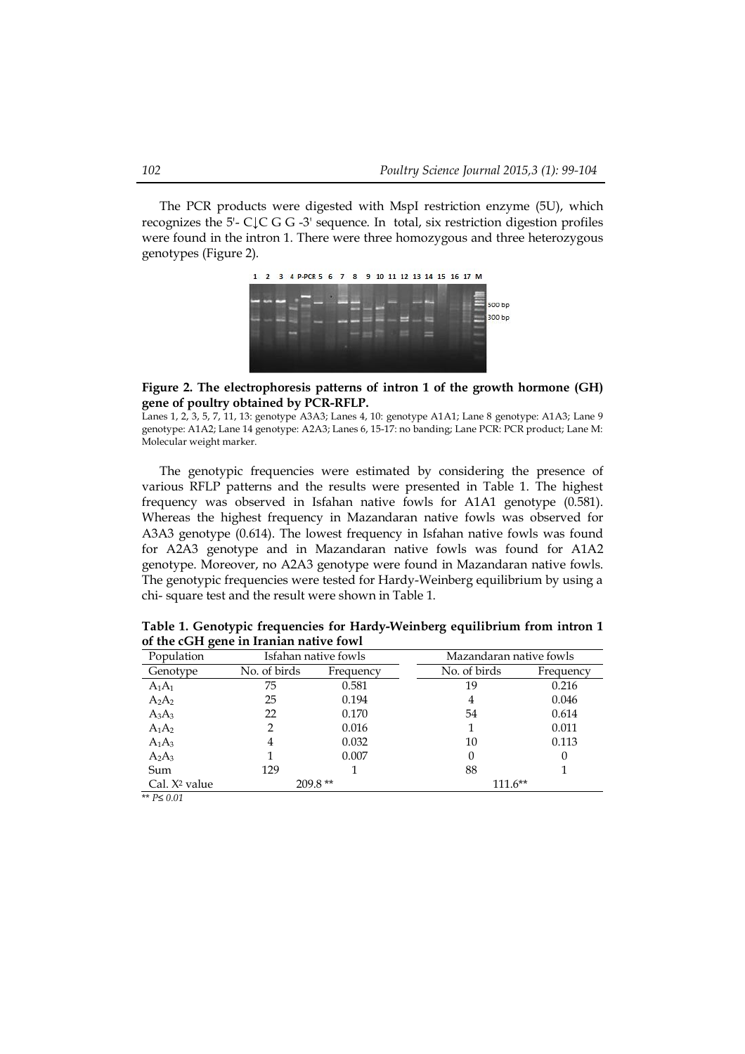The PCR products were digested with MspI restriction enzyme (5U), which recognizes the 5'- C↓C G G -3' sequence. In total, six restriction digestion profiles were found in the intron 1. There were three homozygous and three heterozygous genotypes (Figure 2).

**Figure 2. The electrophoresis patterns of intron 1 of the growth hormone (GH) gene of poultry obtained by PCR-RFLP.**

Lanes 1, 2, 3, 5, 7, 11, 13: genotype A3A3; Lanes 4, 10: genotype A1A1; Lane 8 genotype: A1A3; Lane 9 genotype: A1A2; Lane 14 genotype: A2A3; Lanes 6, 15-17: no banding; Lane PCR: PCR product; Lane M: Molecular weight marker.

The genotypic frequencies were estimated by considering the presence of various RFLP patterns and the results were presented in Table 1. The highest frequency was observed in Isfahan native fowls for A1A1 genotype (0.581). Whereas the highest frequency in Mazandaran native fowls was observed for A3A3 genotype (0.614). The lowest frequency in Isfahan native fowls was found for A2A3 genotype and in Mazandaran native fowls was found for A1A2 genotype. Moreover, no A2A3 genotype were found in Mazandaran native fowls. The genotypic frequencies were tested for Hardy-Weinberg equilibrium by using a chi- square test and the result were shown in Table 1.

**Table 1. Genotypic frequencies for Hardy-Weinberg equilibrium from intron 1 of the cGH gene in Iranian native fowl**

| Population | Isfahan native fowls | | Mazandaran native fowls | |
|---|---|---|---|---|
| Genotype | No. of birds | Frequency | No. of birds | Frequency |
| $A_1A_1$ | 75 | 0.581 | 19 | 0.216 |
| $A_2A_2$ | 25 | 0.194 | 4 | 0.046 |
| $A_3A_3$ | 22 | 0.170 | 54 | 0.614 |
| $A_1A_2$ | 2 | 0.016 | 1 | 0.011 |
| $A_1A_3$ | 4 | 0.032 | 10 | 0.113 |
| $A_2A_3$ | 1 | 0.007 | 0 | 0 |
| Sum | 129 | 1 | 88 | 1 |
| Cal. $X^2$ value | 209.8 ** | | 111.6** | |

** $P \leq 0.01$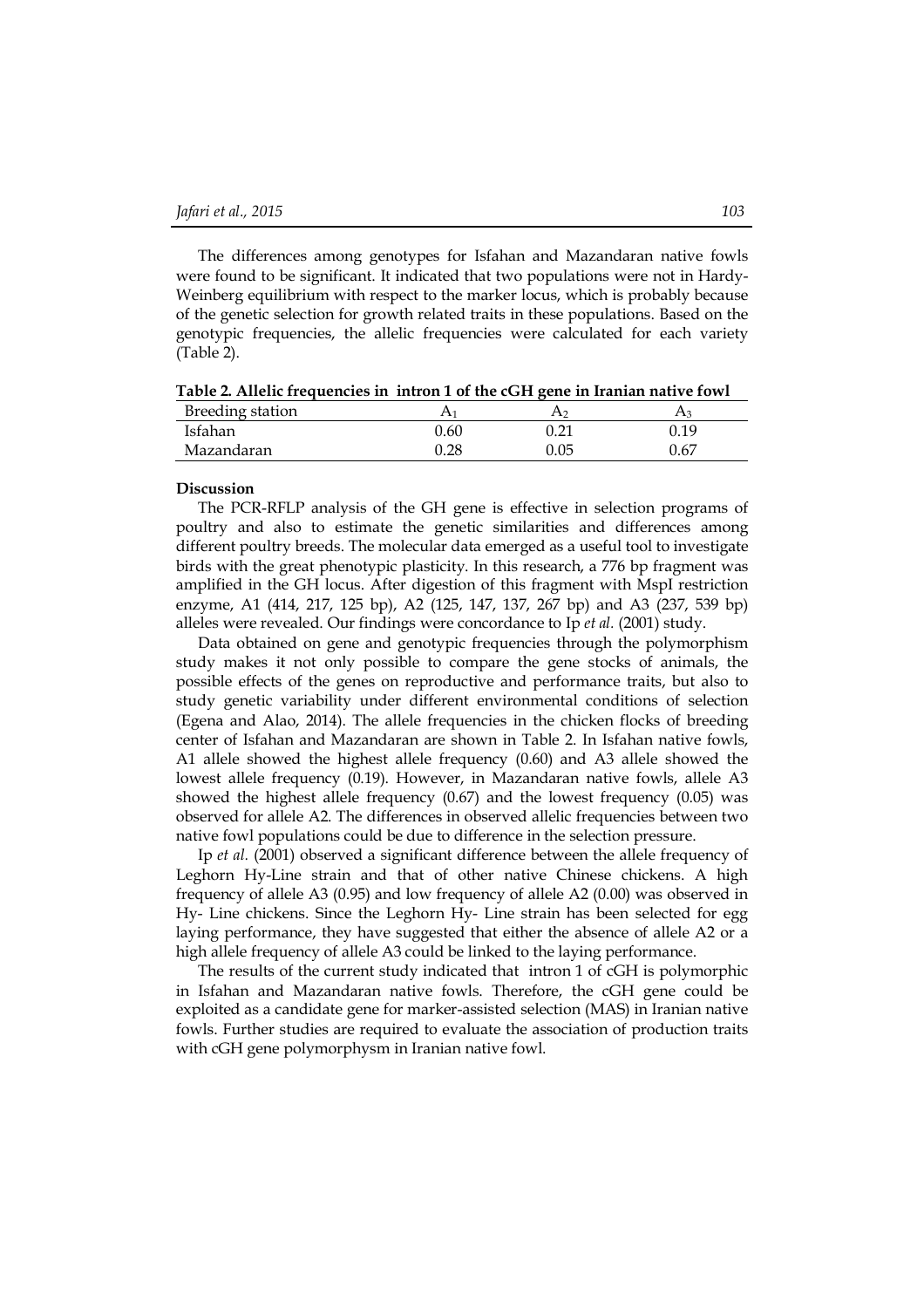The differences among genotypes for Isfahan and Mazandaran native fowls were found to be significant. It indicated that two populations were not in Hardy-Weinberg equilibrium with respect to the marker locus, which is probably because of the genetic selection for growth related traits in these populations. Based on the genotypic frequencies, the allelic frequencies were calculated for each variety (Table 2).

**Table 2. Allelic frequencies in intron 1 of the cGH gene in Iranian native fowl**

| Breeding station | $A_1$ | $A_2$ | $A_3$ |
|---|---|---|---|
| Isfahan | 0.60 | 0.21 | 0.19 |
| Mazandaran | 0.28 | 0.05 | 0.67 |

**Discussion**

The PCR-RFLP analysis of the GH gene is effective in selection programs of poultry and also to estimate the genetic similarities and differences among different poultry breeds. The molecular data emerged as a useful tool to investigate birds with the great phenotypic plasticity. In this research, a 776 bp fragment was amplified in the GH locus. After digestion of this fragment with MspI restriction enzyme, A1 (414, 217, 125 bp), A2 (125, 147, 137, 267 bp) and A3 (237, 539 bp) alleles were revealed. Our findings were concordance to Ip *et al.* (2001) study.

Data obtained on gene and genotypic frequencies through the polymorphism study makes it not only possible to compare the gene stocks of animals, the possible effects of the genes on reproductive and performance traits, but also to study genetic variability under different environmental conditions of selection (Egena and Alao, 2014). The allele frequencies in the chicken flocks of breeding center of Isfahan and Mazandaran are shown in Table 2. In Isfahan native fowls, A1 allele showed the highest allele frequency (0.60) and A3 allele showed the lowest allele frequency (0.19). However, in Mazandaran native fowls, allele A3 showed the highest allele frequency (0.67) and the lowest frequency (0.05) was observed for allele A2. The differences in observed allelic frequencies between two native fowl populations could be due to difference in the selection pressure.

Ip *et al.* (2001) observed a significant difference between the allele frequency of Leghorn Hy-Line strain and that of other native Chinese chickens. A high frequency of allele A3 (0.95) and low frequency of allele A2 (0.00) was observed in Hy- Line chickens. Since the Leghorn Hy- Line strain has been selected for egg laying performance, they have suggested that either the absence of allele A2 or a high allele frequency of allele A3 could be linked to the laying performance.

The results of the current study indicated that intron 1 of cGH is polymorphic in Isfahan and Mazandaran native fowls. Therefore, the cGH gene could be exploited as a candidate gene for marker-assisted selection (MAS) in Iranian native fowls. Further studies are required to evaluate the association of production traits with cGH gene polymorphysm in Iranian native fowl.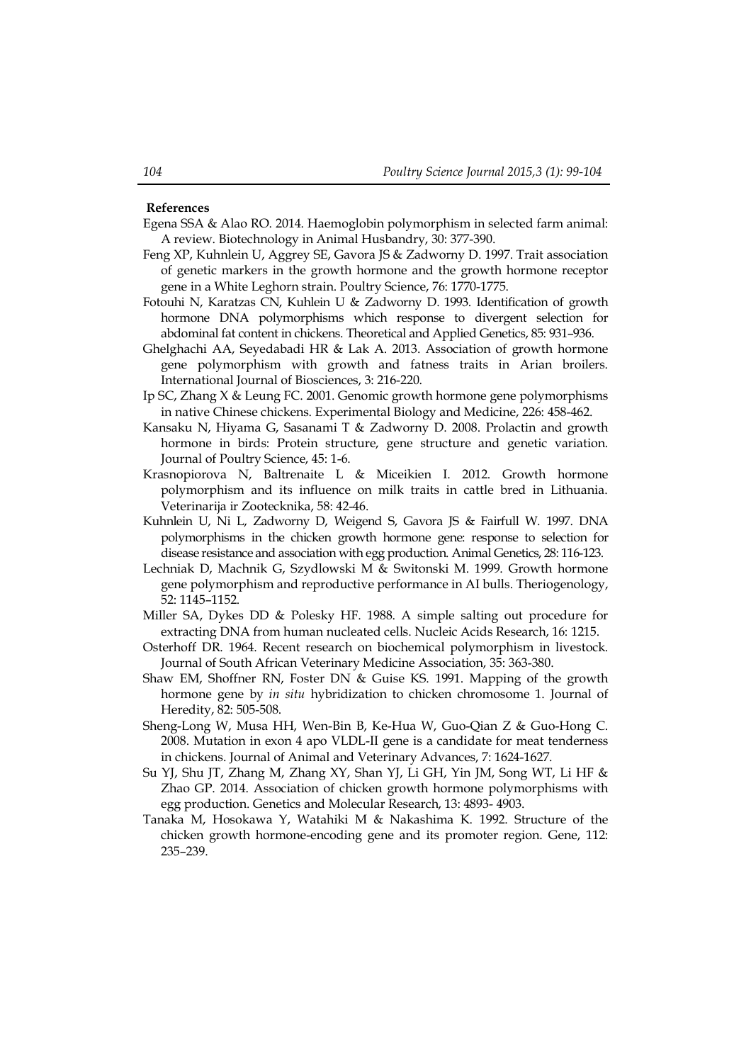**References**

Egena SSA & Alao RO. 2014. Haemoglobin polymorphism in selected farm animal: A review. Biotechnology in Animal Husbandry, 30: 377-390.

Feng XP, Kuhnlein U, Aggrey SE, Gavora JS & Zadworny D. 1997. Trait association of genetic markers in the growth hormone and the growth hormone receptor gene in a White Leghorn strain. Poultry Science, 76: 1770-1775.

Fotouhi N, Karatzas CN, Kuhlein U & Zadworny D. 1993. Identification of growth hormone DNA polymorphisms which response to divergent selection for abdominal fat content in chickens. Theoretical and Applied Genetics, 85: 931–936.

Ghelghachi AA, Seyedabadi HR & Lak A. 2013. Association of growth hormone gene polymorphism with growth and fatness traits in Arian broilers. International Journal of Biosciences, 3: 216-220.

Ip SC, Zhang X & Leung FC. 2001. Genomic growth hormone gene polymorphisms in native Chinese chickens. Experimental Biology and Medicine, 226: 458-462.

Kansaku N, Hiyama G, Sasanami T & Zadworny D. 2008. Prolactin and growth hormone in birds: Protein structure, gene structure and genetic variation. Journal of Poultry Science, 45: 1-6.

Krasnopiorova N, Baltrenaite L & Miceikien I. 2012. Growth hormone polymorphism and its influence on milk traits in cattle bred in Lithuania. Veterinarija ir Zootecknika, 58: 42-46.

Kuhnlein U, Ni L, Zadworny D, Weigend S, Gavora JS & Fairfull W. 1997. DNA polymorphisms in the chicken growth hormone gene: response to selection for disease resistance and association with egg production. Animal Genetics, 28: 116-123.

Lechniak D, Machnik G, Szydlowski M & Switonski M. 1999. Growth hormone gene polymorphism and reproductive performance in AI bulls. Theriogenology, 52: 1145–1152.

Miller SA, Dykes DD & Polesky HF. 1988. A simple salting out procedure for extracting DNA from human nucleated cells. Nucleic Acids Research, 16: 1215.

Osterhoff DR. 1964. Recent research on biochemical polymorphism in livestock. Journal of South African Veterinary Medicine Association, 35: 363-380.

Shaw EM, Shoffner RN, Foster DN & Guise KS. 1991. Mapping of the growth hormone gene by *in situ* hybridization to chicken chromosome 1. Journal of Heredity, 82: 505-508.

Sheng-Long W, Musa HH, Wen-Bin B, Ke-Hua W, Guo-Qian Z & Guo-Hong C. 2008. Mutation in exon 4 apo VLDL-II gene is a candidate for meat tenderness in chickens. Journal of Animal and Veterinary Advances, 7: 1624-1627.

Su YJ, Shu JT, Zhang M, Zhang XY, Shan YJ, Li GH, Yin JM, Song WT, Li HF & Zhao GP. 2014. Association of chicken growth hormone polymorphisms with egg production. Genetics and Molecular Research, 13: 4893- 4903.

Tanaka M, Hosokawa Y, Watahiki M & Nakashima K. 1992. Structure of the chicken growth hormone-encoding gene and its promoter region. Gene, 112: 235–239.